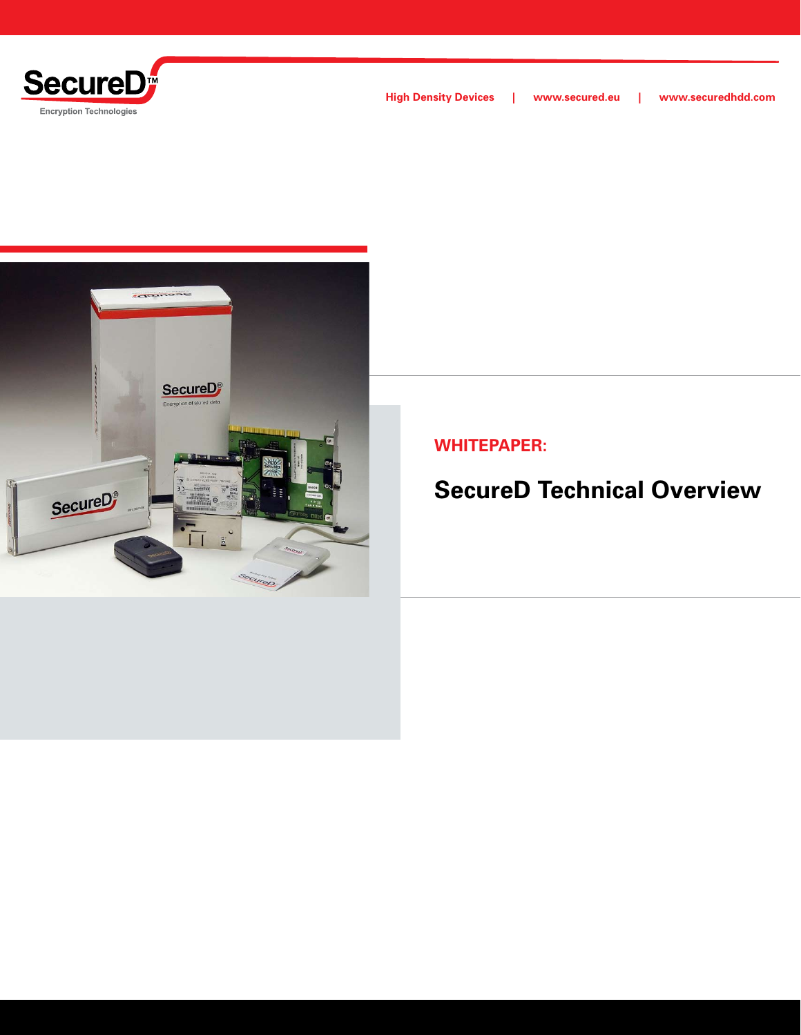SecureD™

Encryption Technologies

High Density Devices | www.secured.eu | www.securedhdd.com

**WHITEPAPER:**

# SecureD Technical Overview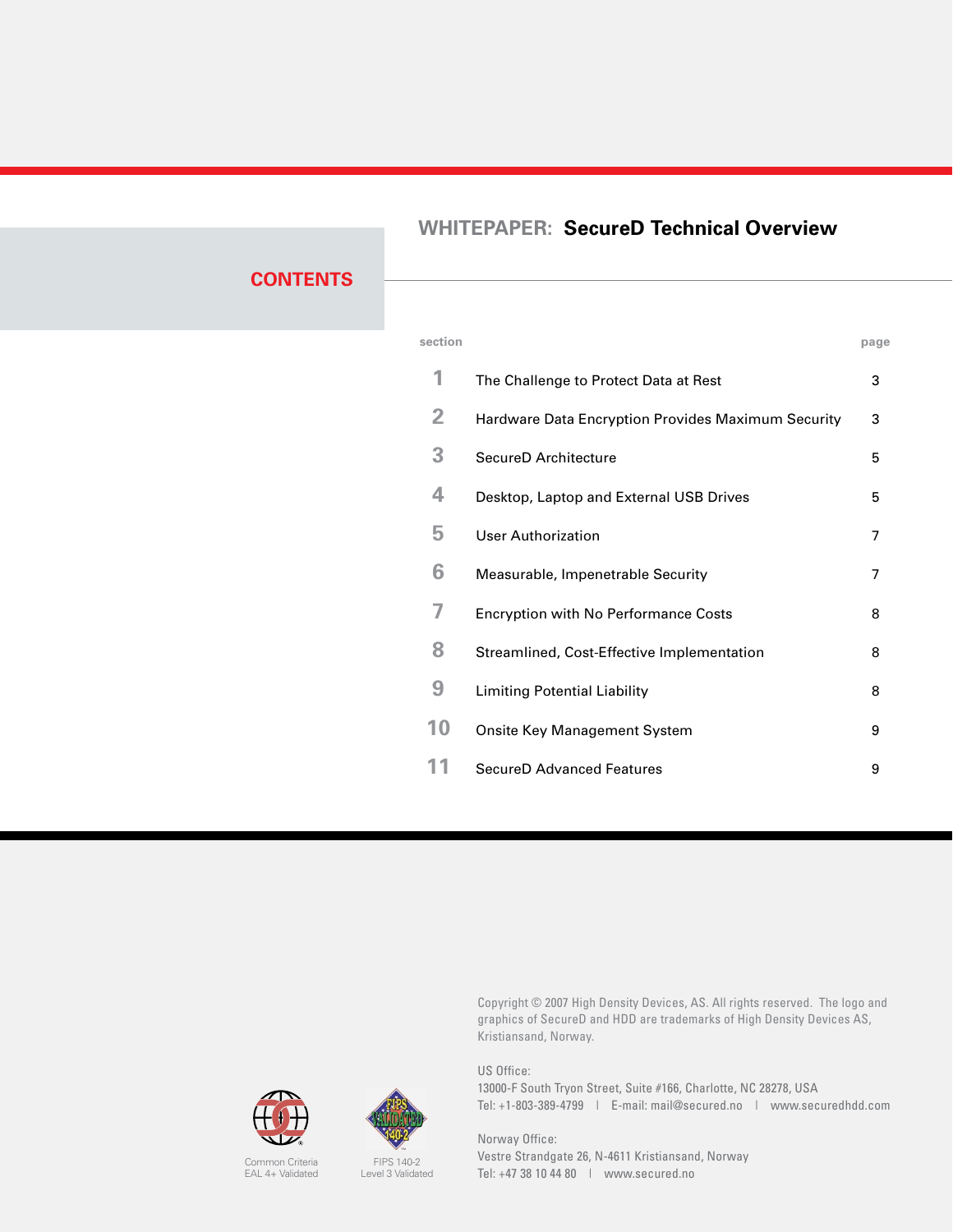# WHITEPAPER: SecureD Technical Overview

## CONTENTS

| section | | page |
|---|---|---|
| 1 | The Challenge to Protect Data at Rest | 3 |
| 2 | Hardware Data Encryption Provides Maximum Security | 3 |
| 3 | SecureD Architecture | 5 |
| 4 | Desktop, Laptop and External USB Drives | 5 |
| 5 | User Authorization | 7 |
| 6 | Measurable, Impenetrable Security | 7 |
| 7 | Encryption with No Performance Costs | 8 |
| 8 | Streamlined, Cost-Effective Implementation | 8 |
| 9 | Limiting Potential Liability | 8 |
| 10 | Onsite Key Management System | 9 |
| 11 | SecureD Advanced Features | 9 |

Common Criteria EAL 4+ Validated

FIPS 140-2 Level 3 Validated

Copyright © 2007 High Density Devices, AS. All rights reserved. The logo and graphics of SecureD and HDD are trademarks of High Density Devices AS, Kristiansand, Norway.

US Office:
13000-F South Tryon Street, Suite #166, Charlotte, NC 28278, USA
Tel: +1-803-389-4799 | E-mail: mail@secured.no | www.securedhdd.com

Norway Office:
Vestre Strandgate 26, N-4611 Kristiansand, Norway
Tel: +47 38 10 44 80 | www.secured.no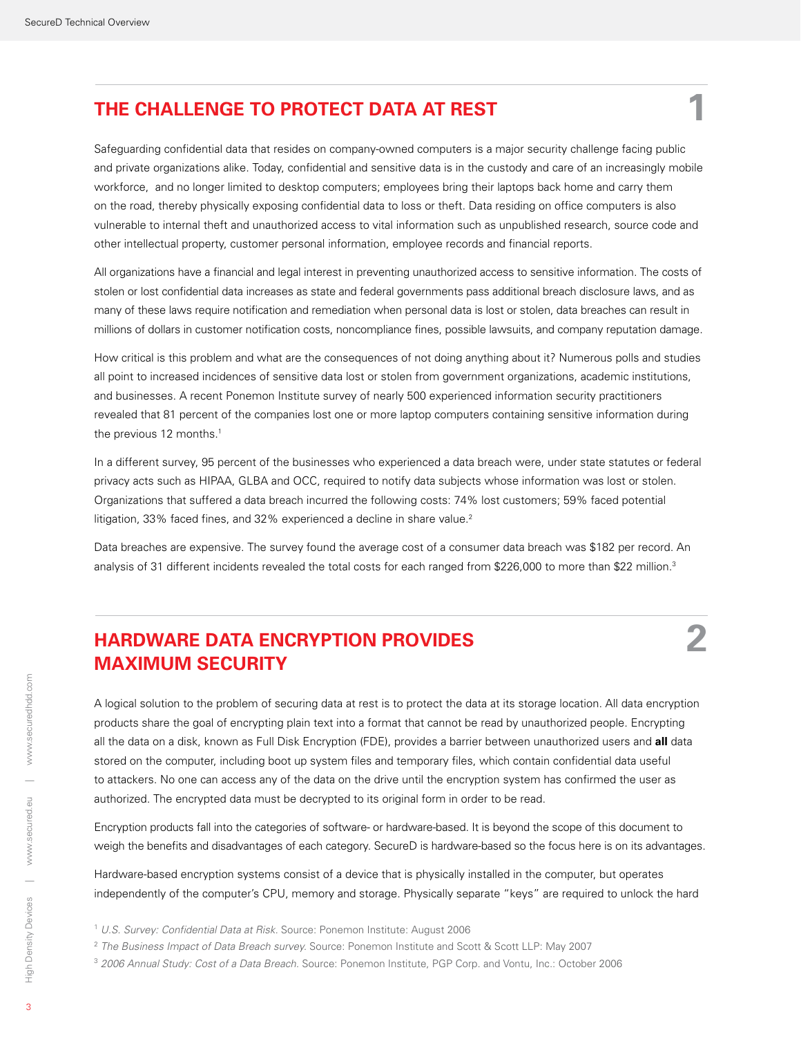## THE CHALLENGE TO PROTECT DATA AT REST

1

Safeguarding confidential data that resides on company-owned computers is a major security challenge facing public and private organizations alike. Today, confidential and sensitive data is in the custody and care of an increasingly mobile workforce, and no longer limited to desktop computers; employees bring their laptops back home and carry them on the road, thereby physically exposing confidential data to loss or theft. Data residing on office computers is also vulnerable to internal theft and unauthorized access to vital information such as unpublished research, source code and other intellectual property, customer personal information, employee records and financial reports.

All organizations have a financial and legal interest in preventing unauthorized access to sensitive information. The costs of stolen or lost confidential data increases as state and federal governments pass additional breach disclosure laws, and as many of these laws require notification and remediation when personal data is lost or stolen, data breaches can result in millions of dollars in customer notification costs, noncompliance fines, possible lawsuits, and company reputation damage.

How critical is this problem and what are the consequences of not doing anything about it? Numerous polls and studies all point to increased incidences of sensitive data lost or stolen from government organizations, academic institutions, and businesses. A recent Ponemon Institute survey of nearly 500 experienced information security practitioners revealed that 81 percent of the companies lost one or more laptop computers containing sensitive information during the previous 12 months.[1]

In a different survey, 95 percent of the businesses who experienced a data breach were, under state statutes or federal privacy acts such as HIPAA, GLBA and OCC, required to notify data subjects whose information was lost or stolen. Organizations that suffered a data breach incurred the following costs: 74% lost customers; 59% faced potential litigation, 33% faced fines, and 32% experienced a decline in share value.[2]

Data breaches are expensive. The survey found the average cost of a consumer data breach was $182 per record. An analysis of 31 different incidents revealed the total costs for each ranged from $226,000 to more than $22 million.[3]

## HARDWARE DATA ENCRYPTION PROVIDES MAXIMUM SECURITY

2

A logical solution to the problem of securing data at rest is to protect the data at its storage location. All data encryption products share the goal of encrypting plain text into a format that cannot be read by unauthorized people. Encrypting all the data on a disk, known as Full Disk Encryption (FDE), provides a barrier between unauthorized users and **all** data stored on the computer, including boot up system files and temporary files, which contain confidential data useful to attackers. No one can access any of the data on the drive until the encryption system has confirmed the user as authorized. The encrypted data must be decrypted to its original form in order to be read.

Encryption products fall into the categories of software- or hardware-based. It is beyond the scope of this document to weigh the benefits and disadvantages of each category. SecureD is hardware-based so the focus here is on its advantages.

Hardware-based encryption systems consist of a device that is physically installed in the computer, but operates independently of the computer's CPU, memory and storage. Physically separate "keys" are required to unlock the hard

[1] *U.S. Survey: Confidential Data at Risk*. Source: Ponemon Institute: August 2006

[2] *The Business Impact of Data Breach survey*. Source: Ponemon Institute and Scott & Scott LLP: May 2007

[3] *2006 Annual Study: Cost of a Data Breach*. Source: Ponemon Institute, PGP Corp. and Vontu, Inc.: October 2006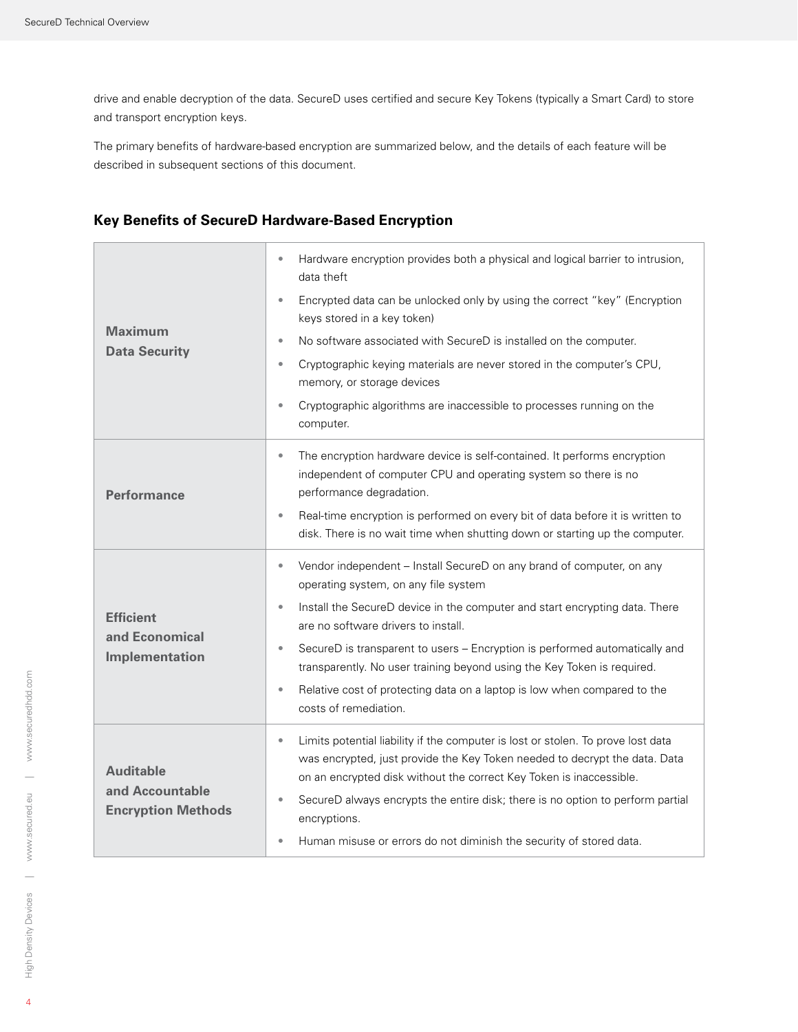drive and enable decryption of the data. SecureD uses certified and secure Key Tokens (typically a Smart Card) to store and transport encryption keys.

The primary benefits of hardware-based encryption are summarized below, and the details of each feature will be described in subsequent sections of this document.

## Key Benefits of SecureD Hardware-Based Encryption

| | |
|---|---|
| **Maximum Data Security** | • Hardware encryption provides both a physical and logical barrier to intrusion, data theft<br>• Encrypted data can be unlocked only by using the correct "key" (Encryption keys stored in a key token)<br>• No software associated with SecureD is installed on the computer.<br>• Cryptographic keying materials are never stored in the computer's CPU, memory, or storage devices<br>• Cryptographic algorithms are inaccessible to processes running on the computer. |
| **Performance** | • The encryption hardware device is self-contained. It performs encryption independent of computer CPU and operating system so there is no performance degradation.<br>• Real-time encryption is performed on every bit of data before it is written to disk. There is no wait time when shutting down or starting up the computer. |
| **Efficient and Economical Implementation** | • Vendor independent – Install SecureD on any brand of computer, on any operating system, on any file system<br>• Install the SecureD device in the computer and start encrypting data. There are no software drivers to install.<br>• SecureD is transparent to users – Encryption is performed automatically and transparently. No user training beyond using the Key Token is required.<br>• Relative cost of protecting data on a laptop is low when compared to the costs of remediation. |
| **Auditable and Accountable Encryption Methods** | • Limits potential liability if the computer is lost or stolen. To prove lost data was encrypted, just provide the Key Token needed to decrypt the data. Data on an encrypted disk without the correct Key Token is inaccessible.<br>• SecureD always encrypts the entire disk; there is no option to perform partial encryptions.<br>• Human misuse or errors do not diminish the security of stored data. |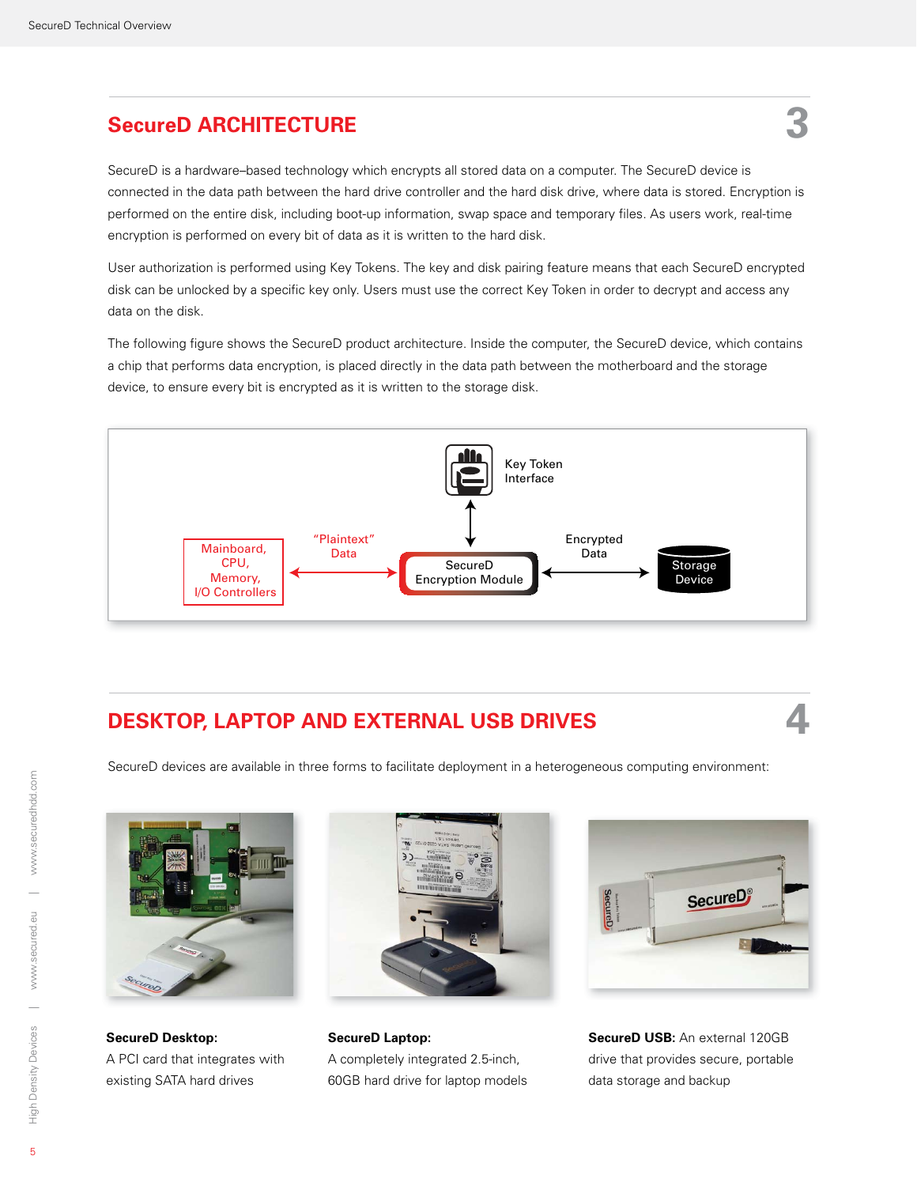## SecureD ARCHITECTURE

SecureD is a hardware–based technology which encrypts all stored data on a computer. The SecureD device is connected in the data path between the hard drive controller and the hard disk drive, where data is stored. Encryption is performed on the entire disk, including boot-up information, swap space and temporary files. As users work, real-time encryption is performed on every bit of data as it is written to the hard disk.

User authorization is performed using Key Tokens. The key and disk pairing feature means that each SecureD encrypted disk can be unlocked by a specific key only. Users must use the correct Key Token in order to decrypt and access any data on the disk.

The following figure shows the SecureD product architecture. Inside the computer, the SecureD device, which contains a chip that performs data encryption, is placed directly in the data path between the motherboard and the storage device, to ensure every bit is encrypted as it is written to the storage disk.

Key Token Interface

Mainboard, CPU, Memory, I/O Controllers

"Plaintext" Data

SecureD Encryption Module

Encrypted Data

Storage Device

## DESKTOP, LAPTOP AND EXTERNAL USB DRIVES

SecureD devices are available in three forms to facilitate deployment in a heterogeneous computing environment:

**SecureD Desktop:**
A PCI card that integrates with existing SATA hard drives

**SecureD Laptop:**
A completely integrated 2.5-inch, 60GB hard drive for laptop models

**SecureD USB:** An external 120GB drive that provides secure, portable data storage and backup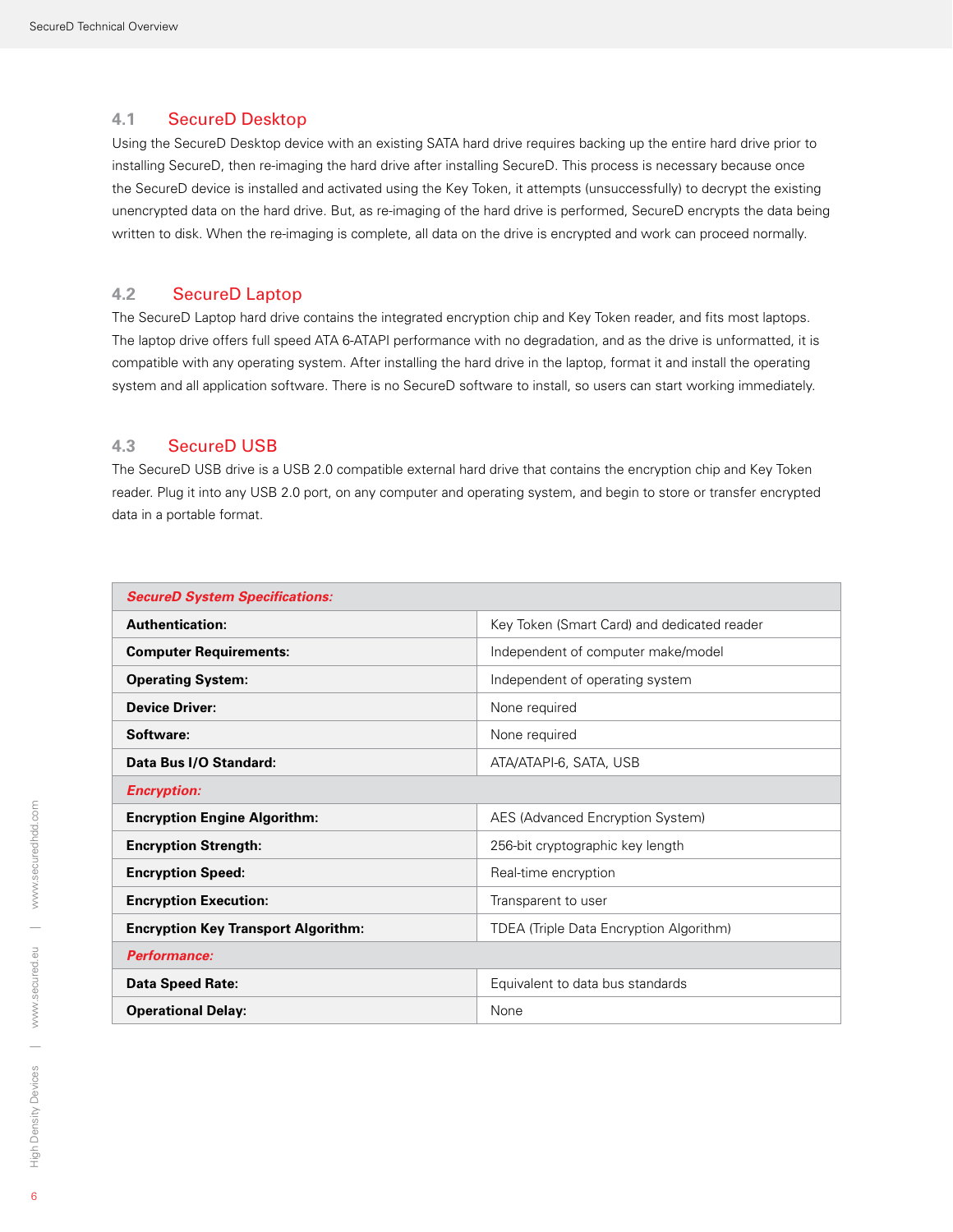## 4.1 SecureD Desktop

Using the SecureD Desktop device with an existing SATA hard drive requires backing up the entire hard drive prior to installing SecureD, then re-imaging the hard drive after installing SecureD. This process is necessary because once the SecureD device is installed and activated using the Key Token, it attempts (unsuccessfully) to decrypt the existing unencrypted data on the hard drive. But, as re-imaging of the hard drive is performed, SecureD encrypts the data being written to disk. When the re-imaging is complete, all data on the drive is encrypted and work can proceed normally.

## 4.2 SecureD Laptop

The SecureD Laptop hard drive contains the integrated encryption chip and Key Token reader, and fits most laptops. The laptop drive offers full speed ATA 6-ATAPI performance with no degradation, and as the drive is unformatted, it is compatible with any operating system. After installing the hard drive in the laptop, format it and install the operating system and all application software. There is no SecureD software to install, so users can start working immediately.

## 4.3 SecureD USB

The SecureD USB drive is a USB 2.0 compatible external hard drive that contains the encryption chip and Key Token reader. Plug it into any USB 2.0 port, on any computer and operating system, and begin to store or transfer encrypted data in a portable format.

| ***SecureD System Specifications:*** | |
|---|---|
| **Authentication:** | Key Token (Smart Card) and dedicated reader |
| **Computer Requirements:** | Independent of computer make/model |
| **Operating System:** | Independent of operating system |
| **Device Driver:** | None required |
| **Software:** | None required |
| **Data Bus I/O Standard:** | ATA/ATAPI-6, SATA, USB |
| ***Encryption:*** | |
| **Encryption Engine Algorithm:** | AES (Advanced Encryption System) |
| **Encryption Strength:** | 256-bit cryptographic key length |
| **Encryption Speed:** | Real-time encryption |
| **Encryption Execution:** | Transparent to user |
| **Encryption Key Transport Algorithm:** | TDEA (Triple Data Encryption Algorithm) |
| ***Performance:*** | |
| **Data Speed Rate:** | Equivalent to data bus standards |
| **Operational Delay:** | None |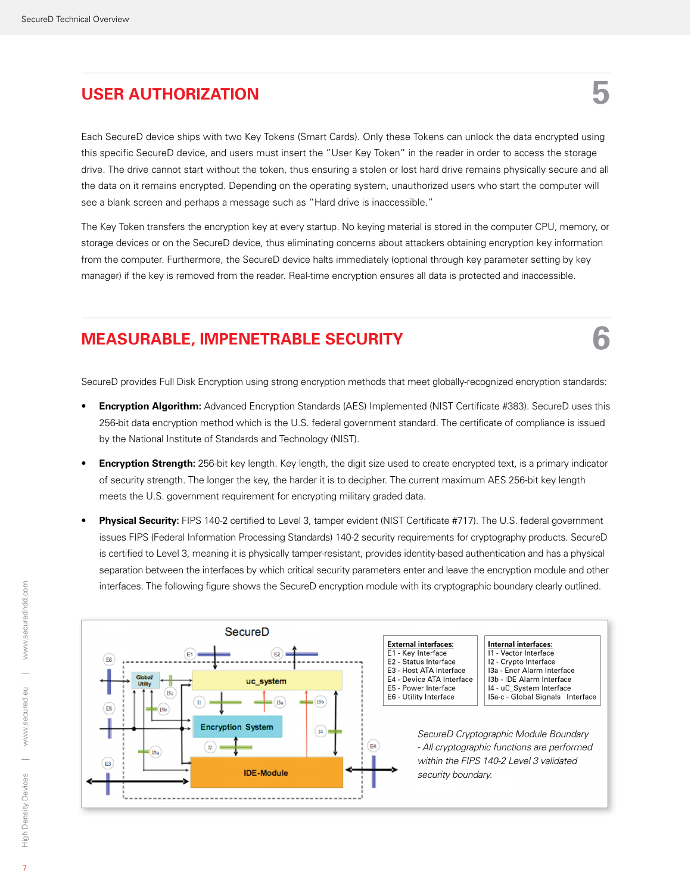## USER AUTHORIZATION 5

Each SecureD device ships with two Key Tokens (Smart Cards). Only these Tokens can unlock the data encrypted using this specific SecureD device, and users must insert the "User Key Token" in the reader in order to access the storage drive. The drive cannot start without the token, thus ensuring a stolen or lost hard drive remains physically secure and all the data on it remains encrypted. Depending on the operating system, unauthorized users who start the computer will see a blank screen and perhaps a message such as "Hard drive is inaccessible."

The Key Token transfers the encryption key at every startup. No keying material is stored in the computer CPU, memory, or storage devices or on the SecureD device, thus eliminating concerns about attackers obtaining encryption key information from the computer. Furthermore, the SecureD device halts immediately (optional through key parameter setting by key manager) if the key is removed from the reader. Real-time encryption ensures all data is protected and inaccessible.

## MEASURABLE, IMPENETRABLE SECURITY 6

SecureD provides Full Disk Encryption using strong encryption methods that meet globally-recognized encryption standards:

- **Encryption Algorithm:** Advanced Encryption Standards (AES) Implemented (NIST Certificate #383). SecureD uses this 256-bit data encryption method which is the U.S. federal government standard. The certificate of compliance is issued by the National Institute of Standards and Technology (NIST).
- **Encryption Strength:** 256-bit key length. Key length, the digit size used to create encrypted text, is a primary indicator of security strength. The longer the key, the harder it is to decipher. The current maximum AES 256-bit key length meets the U.S. government requirement for encrypting military graded data.
- **Physical Security:** FIPS 140-2 certified to Level 3, tamper evident (NIST Certificate #717). The U.S. federal government issues FIPS (Federal Information Processing Standards) 140-2 security requirements for cryptography products. SecureD is certified to Level 3, meaning it is physically tamper-resistant, provides identity-based authentication and has a physical separation between the interfaces by which critical security parameters enter and leave the encryption module and other interfaces. The following figure shows the SecureD encryption module with its cryptographic boundary clearly outlined.

SecureD

**External interfaces:**
E1 - Key Interface
E2 - Status Interface
E3 - Host ATA Interface
E4 - Device ATA Interface
E5 - Power Interface
E6 - Utility Interface

**Internal interfaces:**
I1 - Vector Interface
I2 - Crypto Interface
I3a - Encr Alarm Interface
I3b - IDE Alarm Interface
I4 - uC_System Interface
I5a-c - Global Signals Interface

*SecureD Cryptographic Module Boundary - All cryptographic functions are performed within the FIPS 140-2 Level 3 validated security boundary.*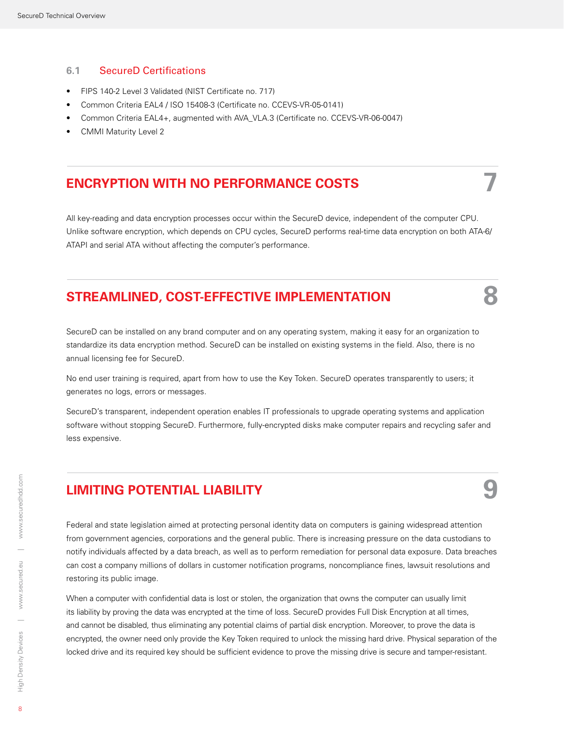### 6.1 SecureD Certifications

- FIPS 140-2 Level 3 Validated (NIST Certificate no. 717)
- Common Criteria EAL4 / ISO 15408-3 (Certificate no. CCEVS-VR-05-0141)
- Common Criteria EAL4+, augmented with AVA_VLA.3 (Certificate no. CCEVS-VR-06-0047)
- CMMI Maturity Level 2

## 7 ENCRYPTION WITH NO PERFORMANCE COSTS

All key-reading and data encryption processes occur within the SecureD device, independent of the computer CPU. Unlike software encryption, which depends on CPU cycles, SecureD performs real-time data encryption on both ATA-6/ ATAPI and serial ATA without affecting the computer's performance.

## 8 STREAMLINED, COST-EFFECTIVE IMPLEMENTATION

SecureD can be installed on any brand computer and on any operating system, making it easy for an organization to standardize its data encryption method. SecureD can be installed on existing systems in the field. Also, there is no annual licensing fee for SecureD.

No end user training is required, apart from how to use the Key Token. SecureD operates transparently to users; it generates no logs, errors or messages.

SecureD's transparent, independent operation enables IT professionals to upgrade operating systems and application software without stopping SecureD. Furthermore, fully-encrypted disks make computer repairs and recycling safer and less expensive.

## 9 LIMITING POTENTIAL LIABILITY

Federal and state legislation aimed at protecting personal identity data on computers is gaining widespread attention from government agencies, corporations and the general public. There is increasing pressure on the data custodians to notify individuals affected by a data breach, as well as to perform remediation for personal data exposure. Data breaches can cost a company millions of dollars in customer notification programs, noncompliance fines, lawsuit resolutions and restoring its public image.

When a computer with confidential data is lost or stolen, the organization that owns the computer can usually limit its liability by proving the data was encrypted at the time of loss. SecureD provides Full Disk Encryption at all times, and cannot be disabled, thus eliminating any potential claims of partial disk encryption. Moreover, to prove the data is encrypted, the owner need only provide the Key Token required to unlock the missing hard drive. Physical separation of the locked drive and its required key should be sufficient evidence to prove the missing drive is secure and tamper-resistant.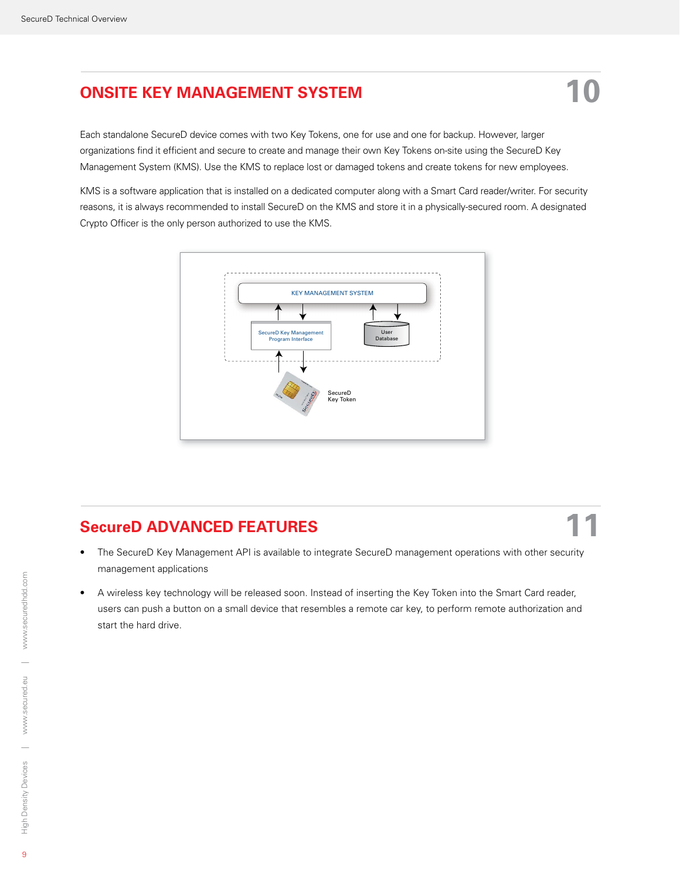## ONSITE KEY MANAGEMENT SYSTEM

10

Each standalone SecureD device comes with two Key Tokens, one for use and one for backup. However, larger organizations find it efficient and secure to create and manage their own Key Tokens on-site using the SecureD Key Management System (KMS). Use the KMS to replace lost or damaged tokens and create tokens for new employees.

KMS is a software application that is installed on a dedicated computer along with a Smart Card reader/writer. For security reasons, it is always recommended to install SecureD on the KMS and store it in a physically-secured room. A designated Crypto Officer is the only person authorized to use the KMS.

KEY MANAGEMENT SYSTEM

SecureD Key Management Program Interface

User Database

SecureD Key Token

## SecureD ADVANCED FEATURES

11

- The SecureD Key Management API is available to integrate SecureD management operations with other security management applications
- A wireless key technology will be released soon. Instead of inserting the Key Token into the Smart Card reader, users can push a button on a small device that resembles a remote car key, to perform remote authorization and start the hard drive.